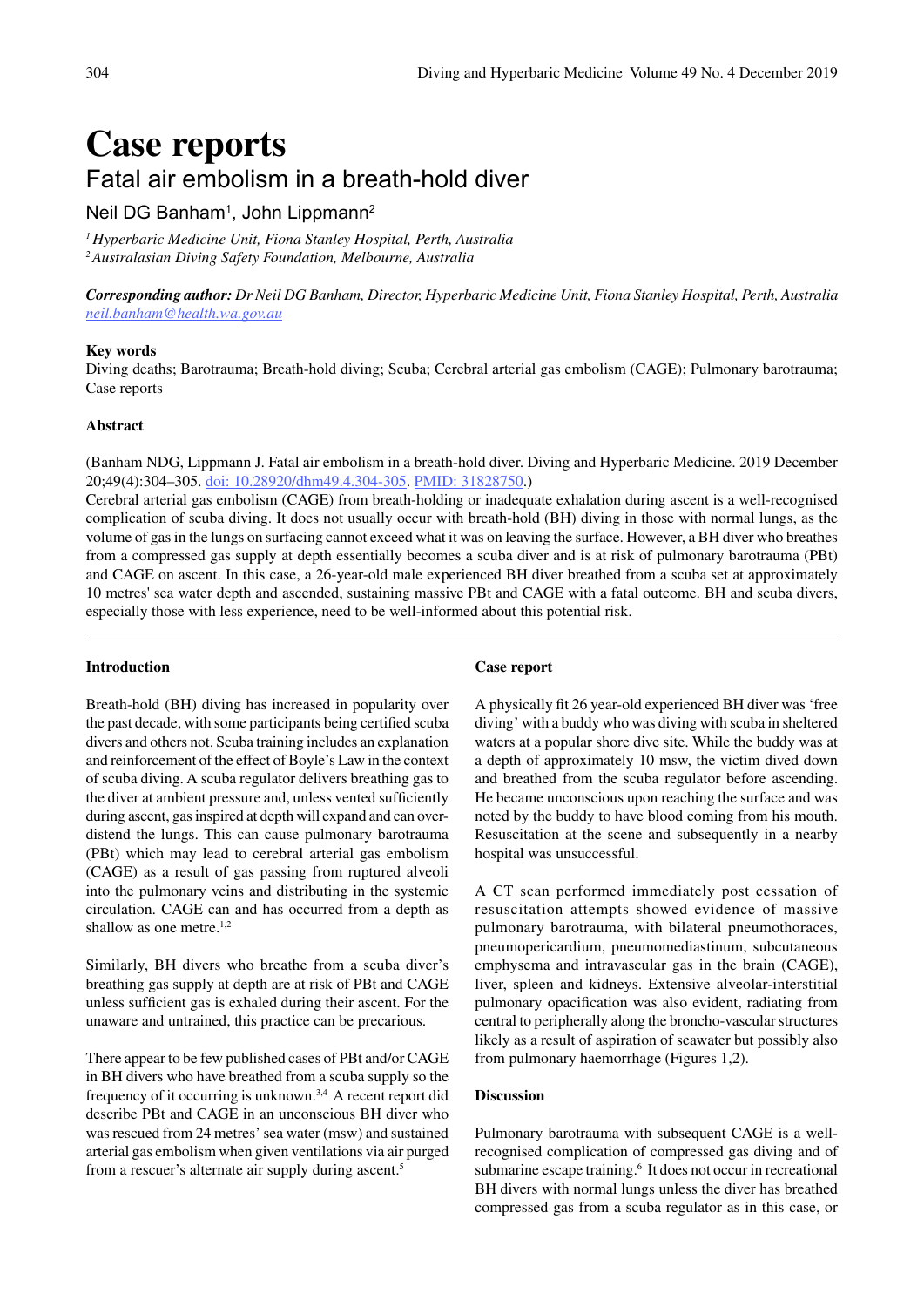# Case reports

## Fatal air embolism in a breath-hold diver

Neil DG Banham[1], John Lippmann[2]

[1] *Hyperbaric Medicine Unit, Fiona Stanley Hospital, Perth, Australia*
[2] *Australasian Diving Safety Foundation, Melbourne, Australia*

***Corresponding author:*** *Dr Neil DG Banham, Director, Hyperbaric Medicine Unit, Fiona Stanley Hospital, Perth, Australia*
*neil.banham@health.wa.gov.au*

### Key words

Diving deaths; Barotrauma; Breath-hold diving; Scuba; Cerebral arterial gas embolism (CAGE); Pulmonary barotrauma; Case reports

### Abstract

(Banham NDG, Lippmann J. Fatal air embolism in a breath-hold diver. Diving and Hyperbaric Medicine. 2019 December 20;49(4):304–305. doi: 10.28920/dhm49.4.304-305. PMID: 31828750.)

Cerebral arterial gas embolism (CAGE) from breath-holding or inadequate exhalation during ascent is a well-recognised complication of scuba diving. It does not usually occur with breath-hold (BH) diving in those with normal lungs, as the volume of gas in the lungs on surfacing cannot exceed what it was on leaving the surface. However, a BH diver who breathes from a compressed gas supply at depth essentially becomes a scuba diver and is at risk of pulmonary barotrauma (PBt) and CAGE on ascent. In this case, a 26-year-old male experienced BH diver breathed from a scuba set at approximately 10 metres' sea water depth and ascended, sustaining massive PBt and CAGE with a fatal outcome. BH and scuba divers, especially those with less experience, need to be well-informed about this potential risk.

### Introduction

Breath-hold (BH) diving has increased in popularity over the past decade, with some participants being certified scuba divers and others not. Scuba training includes an explanation and reinforcement of the effect of Boyle's Law in the context of scuba diving. A scuba regulator delivers breathing gas to the diver at ambient pressure and, unless vented sufficiently during ascent, gas inspired at depth will expand and can over-distend the lungs. This can cause pulmonary barotrauma (PBt) which may lead to cerebral arterial gas embolism (CAGE) as a result of gas passing from ruptured alveoli into the pulmonary veins and distributing in the systemic circulation. CAGE can and has occurred from a depth as shallow as one metre.[1,2]

Similarly, BH divers who breathe from a scuba diver's breathing gas supply at depth are at risk of PBt and CAGE unless sufficient gas is exhaled during their ascent. For the unaware and untrained, this practice can be precarious.

There appear to be few published cases of PBt and/or CAGE in BH divers who have breathed from a scuba supply so the frequency of it occurring is unknown.[3,4] A recent report did describe PBt and CAGE in an unconscious BH diver who was rescued from 24 metres' sea water (msw) and sustained arterial gas embolism when given ventilations via air purged from a rescuer's alternate air supply during ascent.[5]

### Case report

A physically fit 26 year-old experienced BH diver was 'free diving' with a buddy who was diving with scuba in sheltered waters at a popular shore dive site. While the buddy was at a depth of approximately 10 msw, the victim dived down and breathed from the scuba regulator before ascending. He became unconscious upon reaching the surface and was noted by the buddy to have blood coming from his mouth. Resuscitation at the scene and subsequently in a nearby hospital was unsuccessful.

A CT scan performed immediately post cessation of resuscitation attempts showed evidence of massive pulmonary barotrauma, with bilateral pneumothoraces, pneumopericardium, pneumomediastinum, subcutaneous emphysema and intravascular gas in the brain (CAGE), liver, spleen and kidneys. Extensive alveolar-interstitial pulmonary opacification was also evident, radiating from central to peripherally along the broncho-vascular structures likely as a result of aspiration of seawater but possibly also from pulmonary haemorrhage (Figures 1,2).

### Discussion

Pulmonary barotrauma with subsequent CAGE is a well-recognised complication of compressed gas diving and of submarine escape training.[6] It does not occur in recreational BH divers with normal lungs unless the diver has breathed compressed gas from a scuba regulator as in this case, or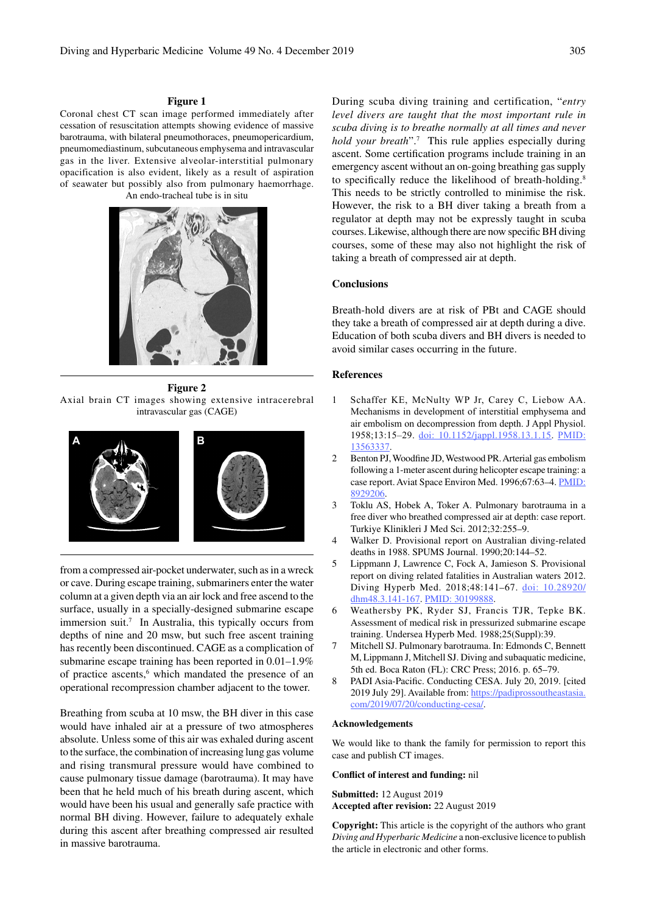**Figure 1**

Coronal chest CT scan image performed immediately after cessation of resuscitation attempts showing evidence of massive barotrauma, with bilateral pneumothoraces, pneumopericardium, pneumomediastinum, subcutaneous emphysema and intravascular gas in the liver. Extensive alveolar-interstitial pulmonary opacification is also evident, likely as a result of aspiration of seawater but possibly also from pulmonary haemorrhage. An endo-tracheal tube is in situ

**Figure 2**

Axial brain CT images showing extensive intracerebral intravascular gas (CAGE)

A

B

from a compressed air-pocket underwater, such as in a wreck or cave. During escape training, submariners enter the water column at a given depth via an air lock and free ascend to the surface, usually in a specially-designed submarine escape immersion suit.[7] In Australia, this typically occurs from depths of nine and 20 msw, but such free ascent training has recently been discontinued. CAGE as a complication of submarine escape training has been reported in 0.01–1.9% of practice ascents,[6] which mandated the presence of an operational recompression chamber adjacent to the tower.

Breathing from scuba at 10 msw, the BH diver in this case would have inhaled air at a pressure of two atmospheres absolute. Unless some of this air was exhaled during ascent to the surface, the combination of increasing lung gas volume and rising transmural pressure would have combined to cause pulmonary tissue damage (barotrauma). It may have been that he held much of his breath during ascent, which would have been his usual and generally safe practice with normal BH diving. However, failure to adequately exhale during this ascent after breathing compressed air resulted in massive barotrauma.

During scuba diving training and certification, "*entry level divers are taught that the most important rule in scuba diving is to breathe normally at all times and never hold your breath*".[7] This rule applies especially during ascent. Some certification programs include training in an emergency ascent without an on-going breathing gas supply to specifically reduce the likelihood of breath-holding.[8] This needs to be strictly controlled to minimise the risk. However, the risk to a BH diver taking a breath from a regulator at depth may not be expressly taught in scuba courses. Likewise, although there are now specific BH diving courses, some of these may also not highlight the risk of taking a breath of compressed air at depth.

## Conclusions

Breath-hold divers are at risk of PBt and CAGE should they take a breath of compressed air at depth during a dive. Education of both scuba divers and BH divers is needed to avoid similar cases occurring in the future.

## References

1. Schaffer KE, McNulty WP Jr, Carey C, Liebow AA. Mechanisms in development of interstitial emphysema and air embolism on decompression from depth. J Appl Physiol. 1958;13:15–29. doi: 10.1152/jappl.1958.13.1.15. PMID: 13563337.
2. Benton PJ, Woodfine JD, Westwood PR. Arterial gas embolism following a 1-meter ascent during helicopter escape training: a case report. Aviat Space Environ Med. 1996;67:63–4. PMID: 8929206.
3. Toklu AS, Hobek A, Toker A. Pulmonary barotrauma in a free diver who breathed compressed air at depth: case report. Turkiye Klinikleri J Med Sci. 2012;32:255–9.
4. Walker D. Provisional report on Australian diving-related deaths in 1988. SPUMS Journal. 1990;20:144–52.
5. Lippmann J, Lawrence C, Fock A, Jamieson S. Provisional report on diving related fatalities in Australian waters 2012. Diving Hyperb Med. 2018;48:141–67. doi: 10.28920/dhm48.3.141-167. PMID: 30199888.
6. Weathersby PK, Ryder SJ, Francis TJR, Tepke BK. Assessment of medical risk in pressurized submarine escape training. Undersea Hyperb Med. 1988;25(Suppl):39.
7. Mitchell SJ. Pulmonary barotrauma. In: Edmonds C, Bennett M, Lippmann J, Mitchell SJ. Diving and subaquatic medicine, 5th ed. Boca Raton (FL): CRC Press; 2016. p. 65–79.
8. PADI Asia-Pacific. Conducting CESA. July 20, 2019. [cited 2019 July 29]. Available from: https://padiprossoutheastasia.com/2019/07/20/conducting-cesa/.

### Acknowledgements

We would like to thank the family for permission to report this case and publish CT images.

**Conflict of interest and funding:** nil

**Submitted:** 12 August 2019
**Accepted after revision:** 22 August 2019

**Copyright:** This article is the copyright of the authors who grant *Diving and Hyperbaric Medicine* a non-exclusive licence to publish the article in electronic and other forms.